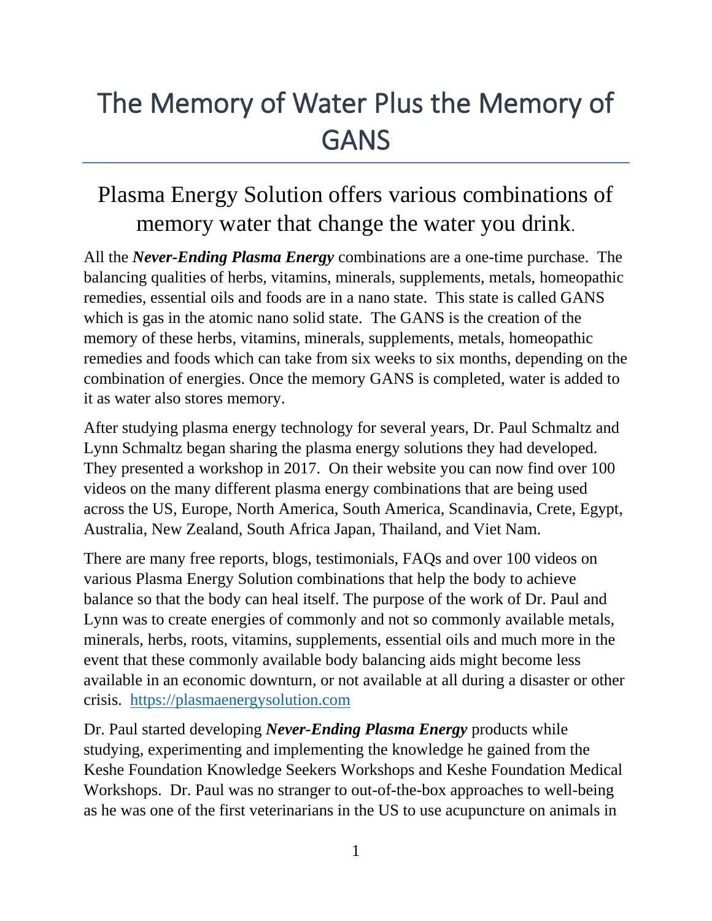# The Memory of Water Plus the Memory of GANS

## Plasma Energy Solution offers various combinations of memory water that change the water you drink.

All the ***Never-Ending Plasma Energy*** combinations are a one-time purchase. The balancing qualities of herbs, vitamins, minerals, supplements, metals, homeopathic remedies, essential oils and foods are in a nano state. This state is called GANS which is gas in the atomic nano solid state. The GANS is the creation of the memory of these herbs, vitamins, minerals, supplements, metals, homeopathic remedies and foods which can take from six weeks to six months, depending on the combination of energies. Once the memory GANS is completed, water is added to it as water also stores memory.

After studying plasma energy technology for several years, Dr. Paul Schmaltz and Lynn Schmaltz began sharing the plasma energy solutions they had developed. They presented a workshop in 2017. On their website you can now find over 100 videos on the many different plasma energy combinations that are being used across the US, Europe, North America, South America, Scandinavia, Crete, Egypt, Australia, New Zealand, South Africa Japan, Thailand, and Viet Nam.

There are many free reports, blogs, testimonials, FAQs and over 100 videos on various Plasma Energy Solution combinations that help the body to achieve balance so that the body can heal itself. The purpose of the work of Dr. Paul and Lynn was to create energies of commonly and not so commonly available metals, minerals, herbs, roots, vitamins, supplements, essential oils and much more in the event that these commonly available body balancing aids might become less available in an economic downturn, or not available at all during a disaster or other crisis. [https://plasmaenergysolution.com](https://plasmaenergysolution.com)

Dr. Paul started developing ***Never-Ending Plasma Energy*** products while studying, experimenting and implementing the knowledge he gained from the Keshe Foundation Knowledge Seekers Workshops and Keshe Foundation Medical Workshops. Dr. Paul was no stranger to out-of-the-box approaches to well-being as he was one of the first veterinarians in the US to use acupuncture on animals in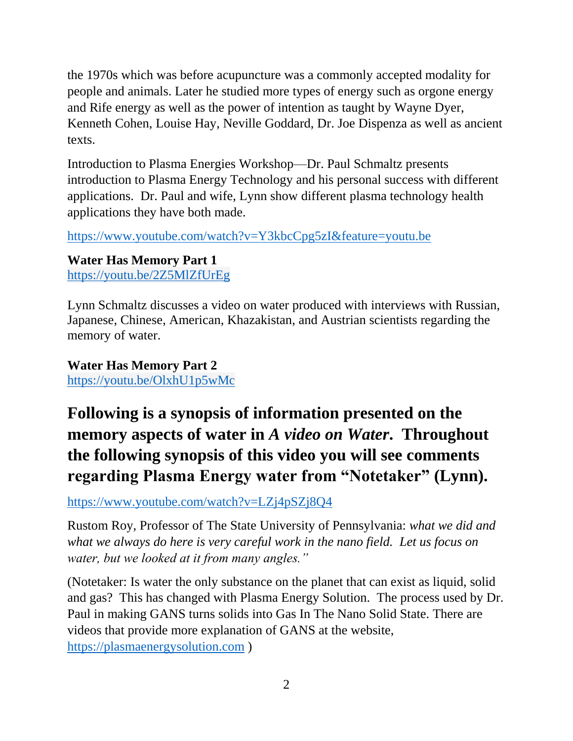the 1970s which was before acupuncture was a commonly accepted modality for people and animals. Later he studied more types of energy such as orgone energy and Rife energy as well as the power of intention as taught by Wayne Dyer, Kenneth Cohen, Louise Hay, Neville Goddard, Dr. Joe Dispenza as well as ancient texts.

Introduction to Plasma Energies Workshop—Dr. Paul Schmaltz presents introduction to Plasma Energy Technology and his personal success with different applications. Dr. Paul and wife, Lynn show different plasma technology health applications they have both made.

https://www.youtube.com/watch?v=Y3kbcCpg5zI&feature=youtu.be

**Water Has Memory Part 1**
https://youtu.be/2Z5MlZfUrEg

Lynn Schmaltz discusses a video on water produced with interviews with Russian, Japanese, Chinese, American, Khazakistan, and Austrian scientists regarding the memory of water.

**Water Has Memory Part 2**
https://youtu.be/OlxhU1p5wMc

## Following is a synopsis of information presented on the memory aspects of water in *A video on Water.* Throughout the following synopsis of this video you will see comments regarding Plasma Energy water from "Notetaker" (Lynn).

https://www.youtube.com/watch?v=LZj4pSZj8Q4

Rustom Roy, Professor of The State University of Pennsylvania: *what we did and what we always do here is very careful work in the nano field. Let us focus on water, but we looked at it from many angles."*

(Notetaker: Is water the only substance on the planet that can exist as liquid, solid and gas? This has changed with Plasma Energy Solution. The process used by Dr. Paul in making GANS turns solids into Gas In The Nano Solid State. There are videos that provide more explanation of GANS at the website, https://plasmaenergysolution.com )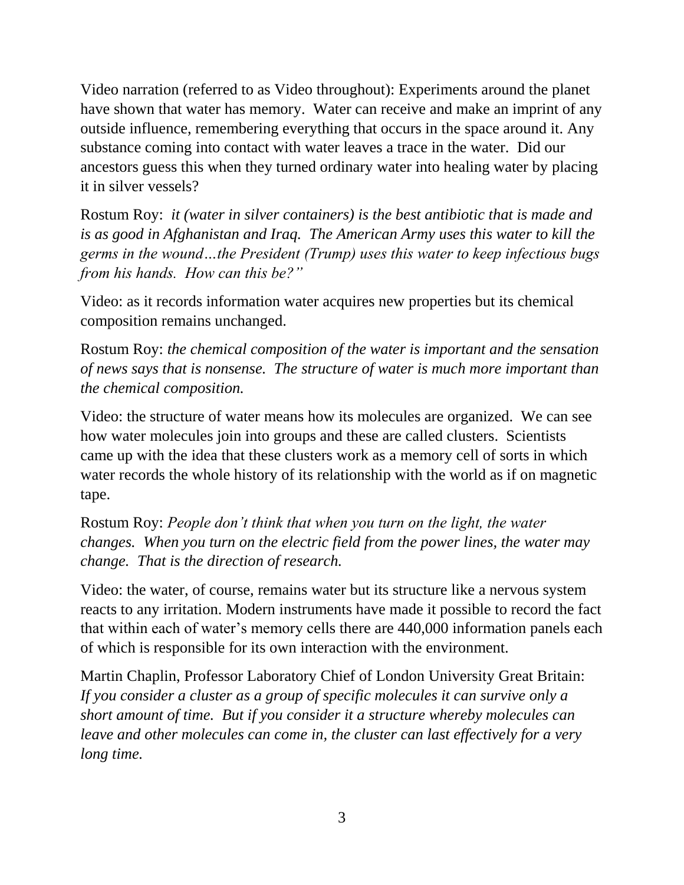Video narration (referred to as Video throughout): Experiments around the planet have shown that water has memory. Water can receive and make an imprint of any outside influence, remembering everything that occurs in the space around it. Any substance coming into contact with water leaves a trace in the water. Did our ancestors guess this when they turned ordinary water into healing water by placing it in silver vessels?

Rostum Roy: *it (water in silver containers) is the best antibiotic that is made and is as good in Afghanistan and Iraq. The American Army uses this water to kill the germs in the wound…the President (Trump) uses this water to keep infectious bugs from his hands. How can this be?"*

Video: as it records information water acquires new properties but its chemical composition remains unchanged.

Rostum Roy: *the chemical composition of the water is important and the sensation of news says that is nonsense. The structure of water is much more important than the chemical composition.*

Video: the structure of water means how its molecules are organized. We can see how water molecules join into groups and these are called clusters. Scientists came up with the idea that these clusters work as a memory cell of sorts in which water records the whole history of its relationship with the world as if on magnetic tape.

Rostum Roy: *People don't think that when you turn on the light, the water changes. When you turn on the electric field from the power lines, the water may change. That is the direction of research.*

Video: the water, of course, remains water but its structure like a nervous system reacts to any irritation. Modern instruments have made it possible to record the fact that within each of water's memory cells there are 440,000 information panels each of which is responsible for its own interaction with the environment.

Martin Chaplin, Professor Laboratory Chief of London University Great Britain: *If you consider a cluster as a group of specific molecules it can survive only a short amount of time. But if you consider it a structure whereby molecules can leave and other molecules can come in, the cluster can last effectively for a very long time.*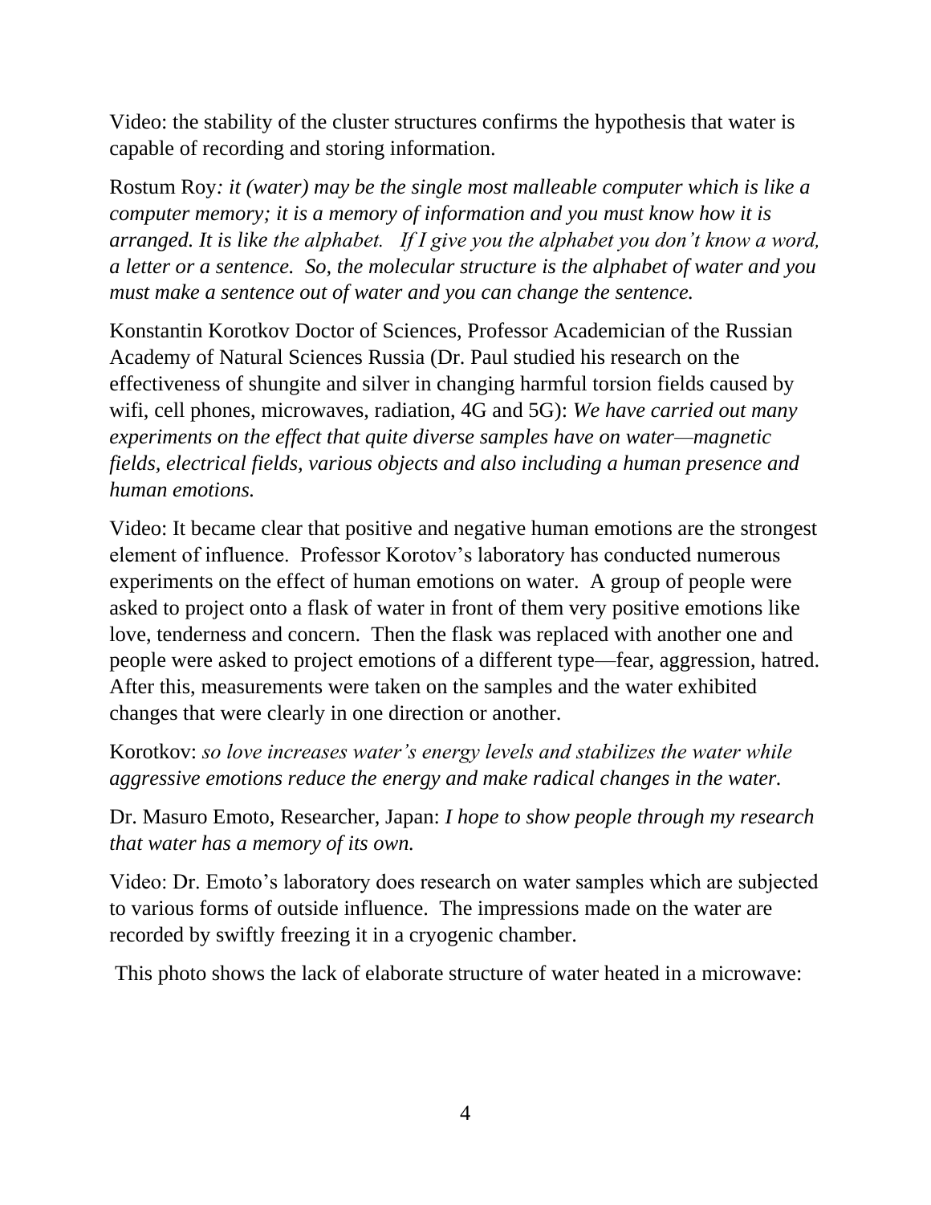Video: the stability of the cluster structures confirms the hypothesis that water is capable of recording and storing information.

Rostum Roy*: it (water) may be the single most malleable computer which is like a computer memory; it is a memory of information and you must know how it is arranged. It is like the alphabet. If I give you the alphabet you don't know a word, a letter or a sentence. So, the molecular structure is the alphabet of water and you must make a sentence out of water and you can change the sentence.*

Konstantin Korotkov Doctor of Sciences, Professor Academician of the Russian Academy of Natural Sciences Russia (Dr. Paul studied his research on the effectiveness of shungite and silver in changing harmful torsion fields caused by wifi, cell phones, microwaves, radiation, 4G and 5G): *We have carried out many experiments on the effect that quite diverse samples have on water—magnetic fields, electrical fields, various objects and also including a human presence and human emotions.*

Video: It became clear that positive and negative human emotions are the strongest element of influence. Professor Korotov's laboratory has conducted numerous experiments on the effect of human emotions on water. A group of people were asked to project onto a flask of water in front of them very positive emotions like love, tenderness and concern. Then the flask was replaced with another one and people were asked to project emotions of a different type—fear, aggression, hatred. After this, measurements were taken on the samples and the water exhibited changes that were clearly in one direction or another.

Korotkov: *so love increases water's energy levels and stabilizes the water while aggressive emotions reduce the energy and make radical changes in the water.*

Dr. Masuro Emoto, Researcher, Japan: *I hope to show people through my research that water has a memory of its own.*

Video: Dr. Emoto's laboratory does research on water samples which are subjected to various forms of outside influence. The impressions made on the water are recorded by swiftly freezing it in a cryogenic chamber.

This photo shows the lack of elaborate structure of water heated in a microwave: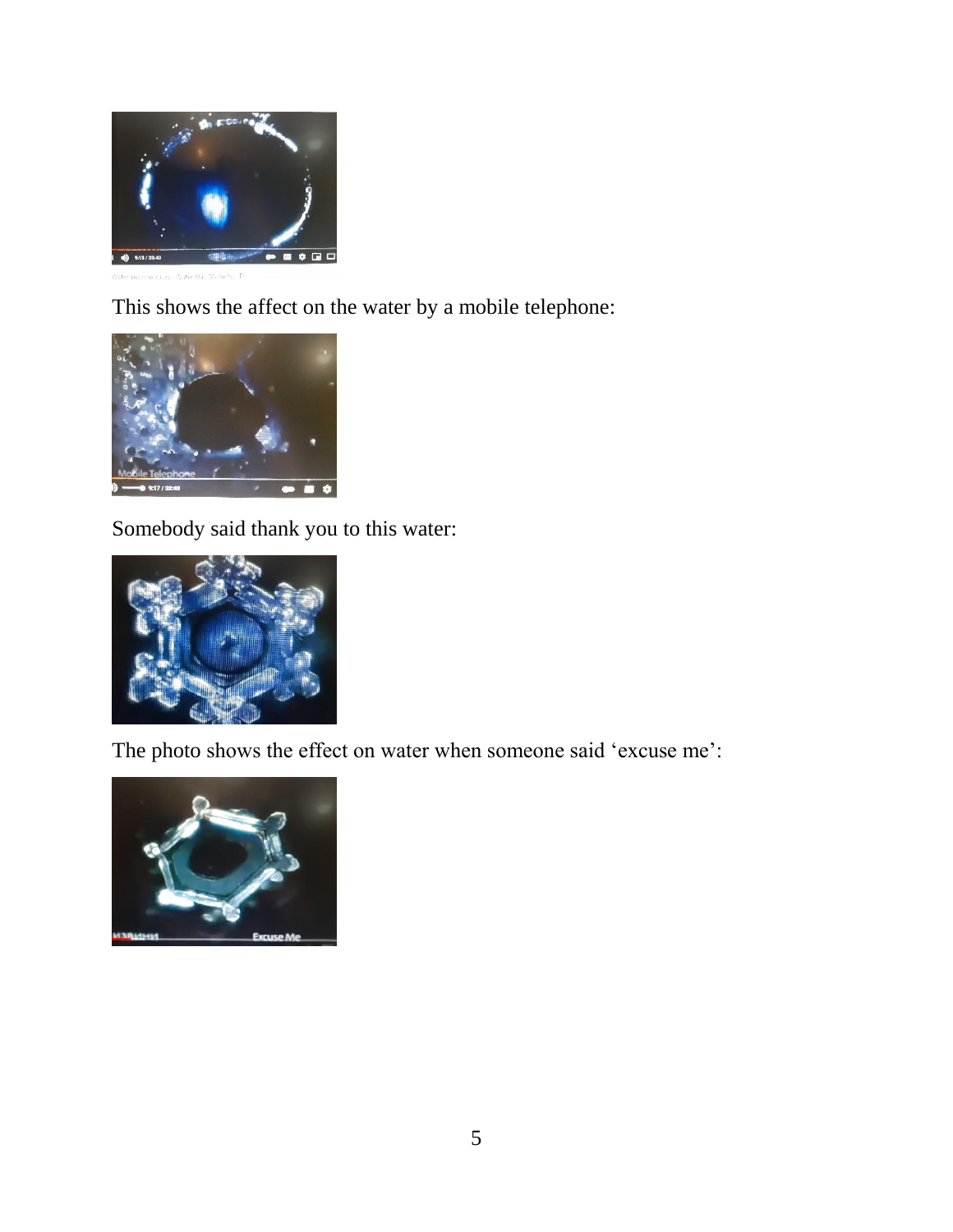This shows the affect on the water by a mobile telephone:

Somebody said thank you to this water:

The photo shows the effect on water when someone said ‘excuse me’: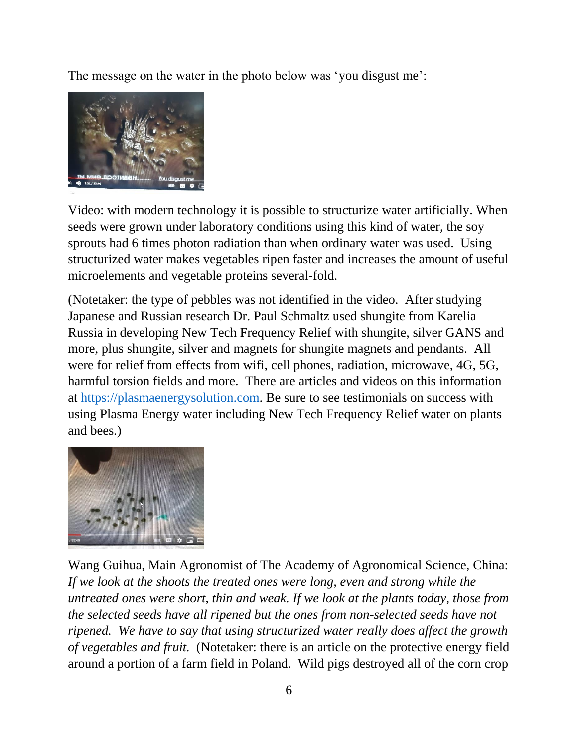The message on the water in the photo below was 'you disgust me':

Video: with modern technology it is possible to structurize water artificially. When seeds were grown under laboratory conditions using this kind of water, the soy sprouts had 6 times photon radiation than when ordinary water was used. Using structurized water makes vegetables ripen faster and increases the amount of useful microelements and vegetable proteins several-fold.

(Notetaker: the type of pebbles was not identified in the video. After studying Japanese and Russian research Dr. Paul Schmaltz used shungite from Karelia Russia in developing New Tech Frequency Relief with shungite, silver GANS and more, plus shungite, silver and magnets for shungite magnets and pendants. All were for relief from effects from wifi, cell phones, radiation, microwave, 4G, 5G, harmful torsion fields and more. There are articles and videos on this information at [https://plasmaenergysolution.com](https://plasmaenergysolution.com). Be sure to see testimonials on success with using Plasma Energy water including New Tech Frequency Relief water on plants and bees.)

Wang Guihua, Main Agronomist of The Academy of Agronomical Science, China: *If we look at the shoots the treated ones were long, even and strong while the untreated ones were short, thin and weak. If we look at the plants today, those from the selected seeds have all ripened but the ones from non-selected seeds have not ripened. We have to say that using structurized water really does affect the growth of vegetables and fruit.* (Notetaker: there is an article on the protective energy field around a portion of a farm field in Poland. Wild pigs destroyed all of the corn crop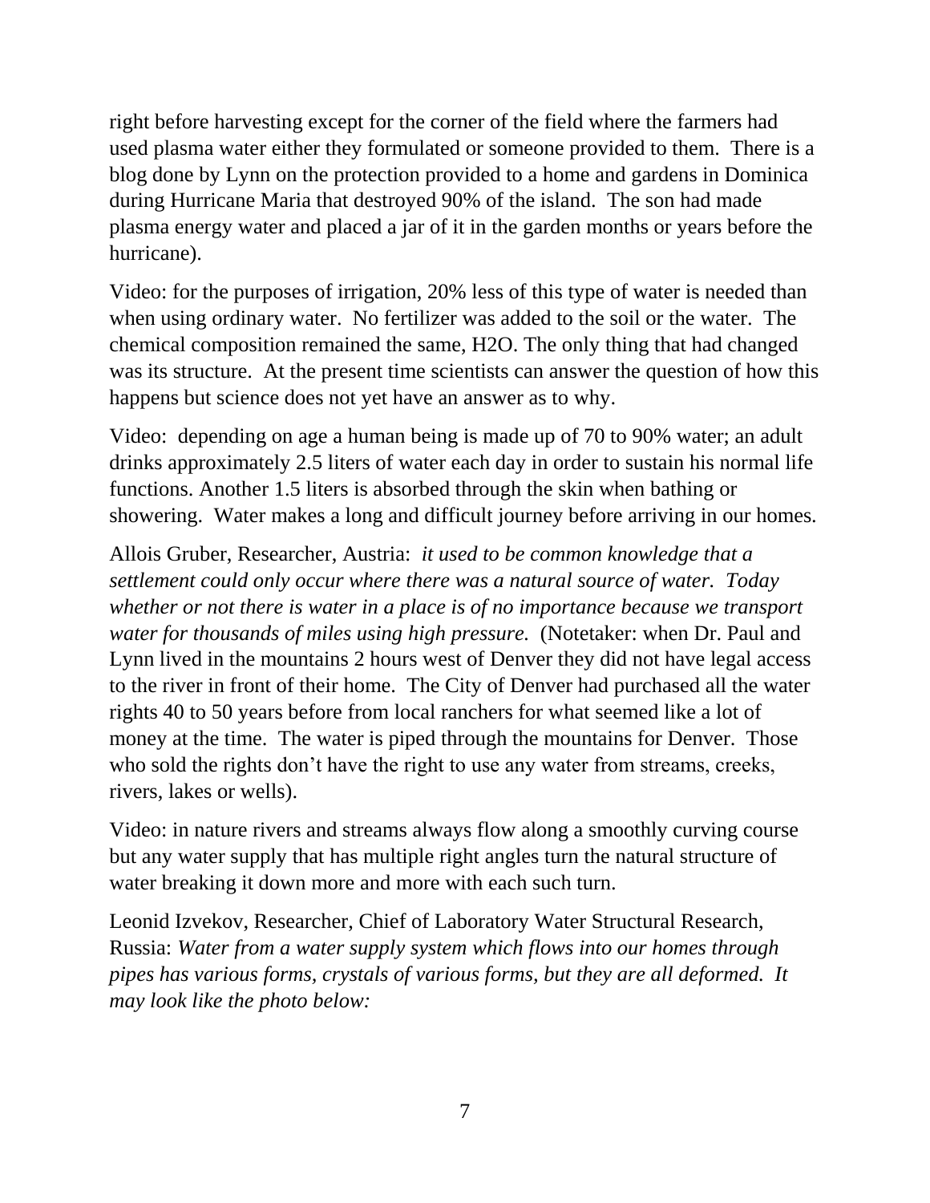right before harvesting except for the corner of the field where the farmers had used plasma water either they formulated or someone provided to them. There is a blog done by Lynn on the protection provided to a home and gardens in Dominica during Hurricane Maria that destroyed 90% of the island. The son had made plasma energy water and placed a jar of it in the garden months or years before the hurricane).

Video: for the purposes of irrigation, 20% less of this type of water is needed than when using ordinary water. No fertilizer was added to the soil or the water. The chemical composition remained the same, $H_2O$. The only thing that had changed was its structure. At the present time scientists can answer the question of how this happens but science does not yet have an answer as to why.

Video: depending on age a human being is made up of 70 to 90% water; an adult drinks approximately 2.5 liters of water each day in order to sustain his normal life functions. Another 1.5 liters is absorbed through the skin when bathing or showering. Water makes a long and difficult journey before arriving in our homes.

Allois Gruber, Researcher, Austria: *it used to be common knowledge that a settlement could only occur where there was a natural source of water. Today whether or not there is water in a place is of no importance because we transport water for thousands of miles using high pressure.* (Notetaker: when Dr. Paul and Lynn lived in the mountains 2 hours west of Denver they did not have legal access to the river in front of their home. The City of Denver had purchased all the water rights 40 to 50 years before from local ranchers for what seemed like a lot of money at the time. The water is piped through the mountains for Denver. Those who sold the rights don't have the right to use any water from streams, creeks, rivers, lakes or wells).

Video: in nature rivers and streams always flow along a smoothly curving course but any water supply that has multiple right angles turn the natural structure of water breaking it down more and more with each such turn.

Leonid Izvekov, Researcher, Chief of Laboratory Water Structural Research, Russia: *Water from a water supply system which flows into our homes through pipes has various forms, crystals of various forms, but they are all deformed. It may look like the photo below:*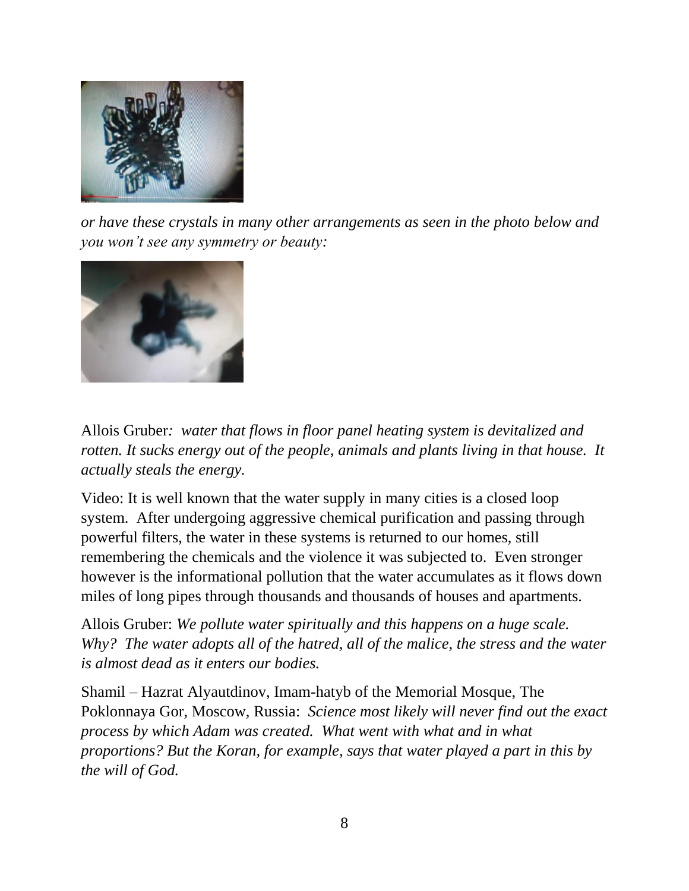*or have these crystals in many other arrangements as seen in the photo below and you won't see any symmetry or beauty:*

Allois Gruber*: water that flows in floor panel heating system is devitalized and rotten. It sucks energy out of the people, animals and plants living in that house. It actually steals the energy.*

Video: It is well known that the water supply in many cities is a closed loop system. After undergoing aggressive chemical purification and passing through powerful filters, the water in these systems is returned to our homes, still remembering the chemicals and the violence it was subjected to. Even stronger however is the informational pollution that the water accumulates as it flows down miles of long pipes through thousands and thousands of houses and apartments.

Allois Gruber: *We pollute water spiritually and this happens on a huge scale. Why? The water adopts all of the hatred, all of the malice, the stress and the water is almost dead as it enters our bodies.*

Shamil – Hazrat Alyautdinov, Imam-hatyb of the Memorial Mosque, The Poklonnaya Gor, Moscow, Russia: *Science most likely will never find out the exact process by which Adam was created. What went with what and in what proportions? But the Koran, for example, says that water played a part in this by the will of God.*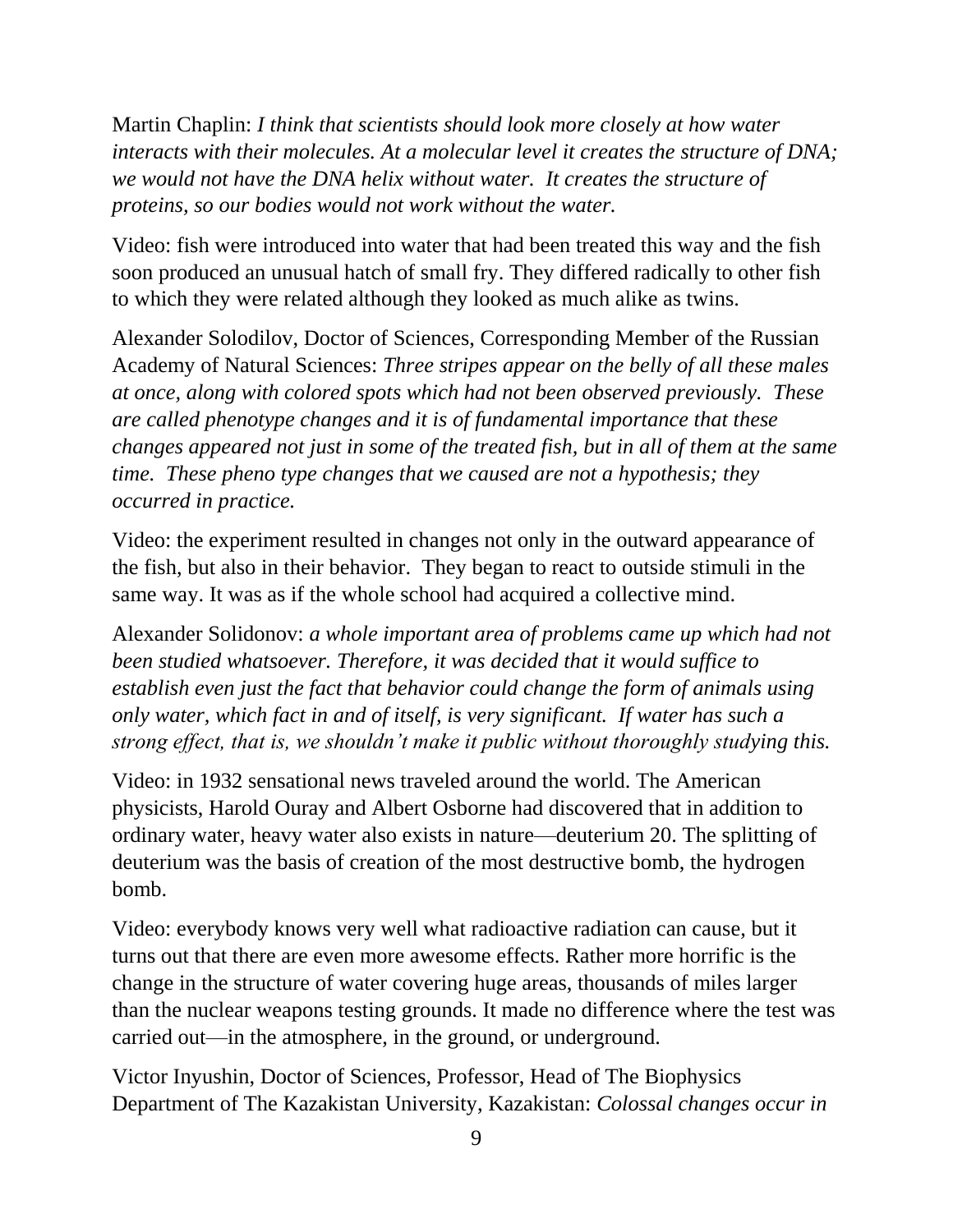Martin Chaplin: *I think that scientists should look more closely at how water interacts with their molecules. At a molecular level it creates the structure of DNA; we would not have the DNA helix without water. It creates the structure of proteins, so our bodies would not work without the water.*

Video: fish were introduced into water that had been treated this way and the fish soon produced an unusual hatch of small fry. They differed radically to other fish to which they were related although they looked as much alike as twins.

Alexander Solodilov, Doctor of Sciences, Corresponding Member of the Russian Academy of Natural Sciences: *Three stripes appear on the belly of all these males at once, along with colored spots which had not been observed previously. These are called phenotype changes and it is of fundamental importance that these changes appeared not just in some of the treated fish, but in all of them at the same time. These pheno type changes that we caused are not a hypothesis; they occurred in practice.*

Video: the experiment resulted in changes not only in the outward appearance of the fish, but also in their behavior. They began to react to outside stimuli in the same way. It was as if the whole school had acquired a collective mind.

Alexander Solidonov: *a whole important area of problems came up which had not been studied whatsoever. Therefore, it was decided that it would suffice to establish even just the fact that behavior could change the form of animals using only water, which fact in and of itself, is very significant. If water has such a strong effect, that is, we shouldn't make it public without thoroughly studying this.*

Video: in 1932 sensational news traveled around the world. The American physicists, Harold Ouray and Albert Osborne had discovered that in addition to ordinary water, heavy water also exists in nature—deuterium 20. The splitting of deuterium was the basis of creation of the most destructive bomb, the hydrogen bomb.

Video: everybody knows very well what radioactive radiation can cause, but it turns out that there are even more awesome effects. Rather more horrific is the change in the structure of water covering huge areas, thousands of miles larger than the nuclear weapons testing grounds. It made no difference where the test was carried out—in the atmosphere, in the ground, or underground.

Victor Inyushin, Doctor of Sciences, Professor, Head of The Biophysics Department of The Kazakistan University, Kazakistan: *Colossal changes occur in*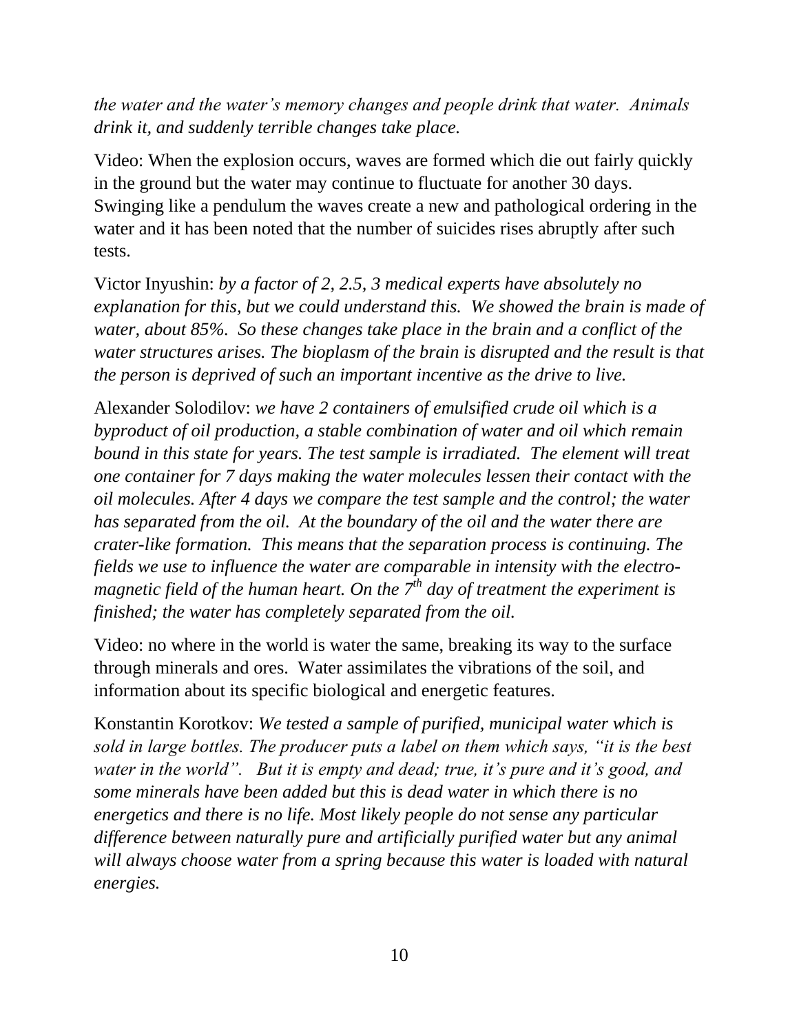*the water and the water's memory changes and people drink that water. Animals drink it, and suddenly terrible changes take place.*

Video: When the explosion occurs, waves are formed which die out fairly quickly in the ground but the water may continue to fluctuate for another 30 days. Swinging like a pendulum the waves create a new and pathological ordering in the water and it has been noted that the number of suicides rises abruptly after such tests.

Victor Inyushin: *by a factor of 2, 2.5, 3 medical experts have absolutely no explanation for this, but we could understand this. We showed the brain is made of water, about 85%. So these changes take place in the brain and a conflict of the water structures arises. The bioplasm of the brain is disrupted and the result is that the person is deprived of such an important incentive as the drive to live.*

Alexander Solodilov: *we have 2 containers of emulsified crude oil which is a byproduct of oil production, a stable combination of water and oil which remain bound in this state for years. The test sample is irradiated. The element will treat one container for 7 days making the water molecules lessen their contact with the oil molecules. After 4 days we compare the test sample and the control; the water has separated from the oil. At the boundary of the oil and the water there are crater-like formation. This means that the separation process is continuing. The fields we use to influence the water are comparable in intensity with the electro-magnetic field of the human heart. On the 7th day of treatment the experiment is finished; the water has completely separated from the oil.*

Video: no where in the world is water the same, breaking its way to the surface through minerals and ores. Water assimilates the vibrations of the soil, and information about its specific biological and energetic features.

Konstantin Korotkov: *We tested a sample of purified, municipal water which is sold in large bottles. The producer puts a label on them which says, "it is the best water in the world". But it is empty and dead; true, it's pure and it's good, and some minerals have been added but this is dead water in which there is no energetics and there is no life. Most likely people do not sense any particular difference between naturally pure and artificially purified water but any animal will always choose water from a spring because this water is loaded with natural energies.*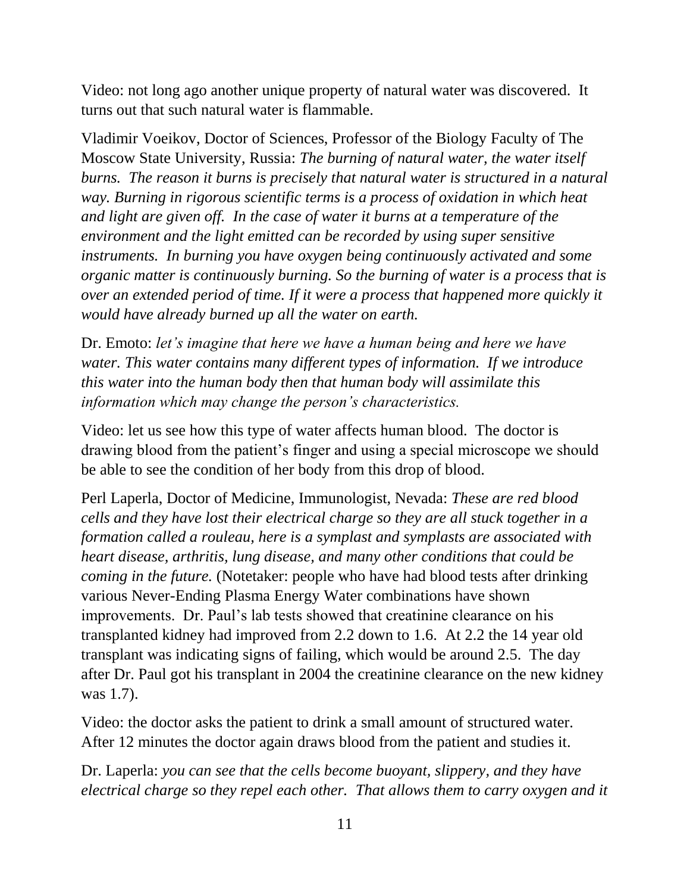Video: not long ago another unique property of natural water was discovered. It turns out that such natural water is flammable.

Vladimir Voeikov, Doctor of Sciences, Professor of the Biology Faculty of The Moscow State University, Russia: *The burning of natural water, the water itself burns. The reason it burns is precisely that natural water is structured in a natural way. Burning in rigorous scientific terms is a process of oxidation in which heat and light are given off. In the case of water it burns at a temperature of the environment and the light emitted can be recorded by using super sensitive instruments. In burning you have oxygen being continuously activated and some organic matter is continuously burning. So the burning of water is a process that is over an extended period of time. If it were a process that happened more quickly it would have already burned up all the water on earth.*

Dr. Emoto: *let's imagine that here we have a human being and here we have water. This water contains many different types of information. If we introduce this water into the human body then that human body will assimilate this information which may change the person's characteristics.*

Video: let us see how this type of water affects human blood. The doctor is drawing blood from the patient's finger and using a special microscope we should be able to see the condition of her body from this drop of blood.

Perl Laperla, Doctor of Medicine, Immunologist, Nevada: *These are red blood cells and they have lost their electrical charge so they are all stuck together in a formation called a rouleau, here is a symplast and symplasts are associated with heart disease, arthritis, lung disease, and many other conditions that could be coming in the future.* (Notetaker: people who have had blood tests after drinking various Never-Ending Plasma Energy Water combinations have shown improvements. Dr. Paul's lab tests showed that creatinine clearance on his transplanted kidney had improved from 2.2 down to 1.6. At 2.2 the 14 year old transplant was indicating signs of failing, which would be around 2.5. The day after Dr. Paul got his transplant in 2004 the creatinine clearance on the new kidney was 1.7).

Video: the doctor asks the patient to drink a small amount of structured water. After 12 minutes the doctor again draws blood from the patient and studies it.

Dr. Laperla: *you can see that the cells become buoyant, slippery, and they have electrical charge so they repel each other. That allows them to carry oxygen and it*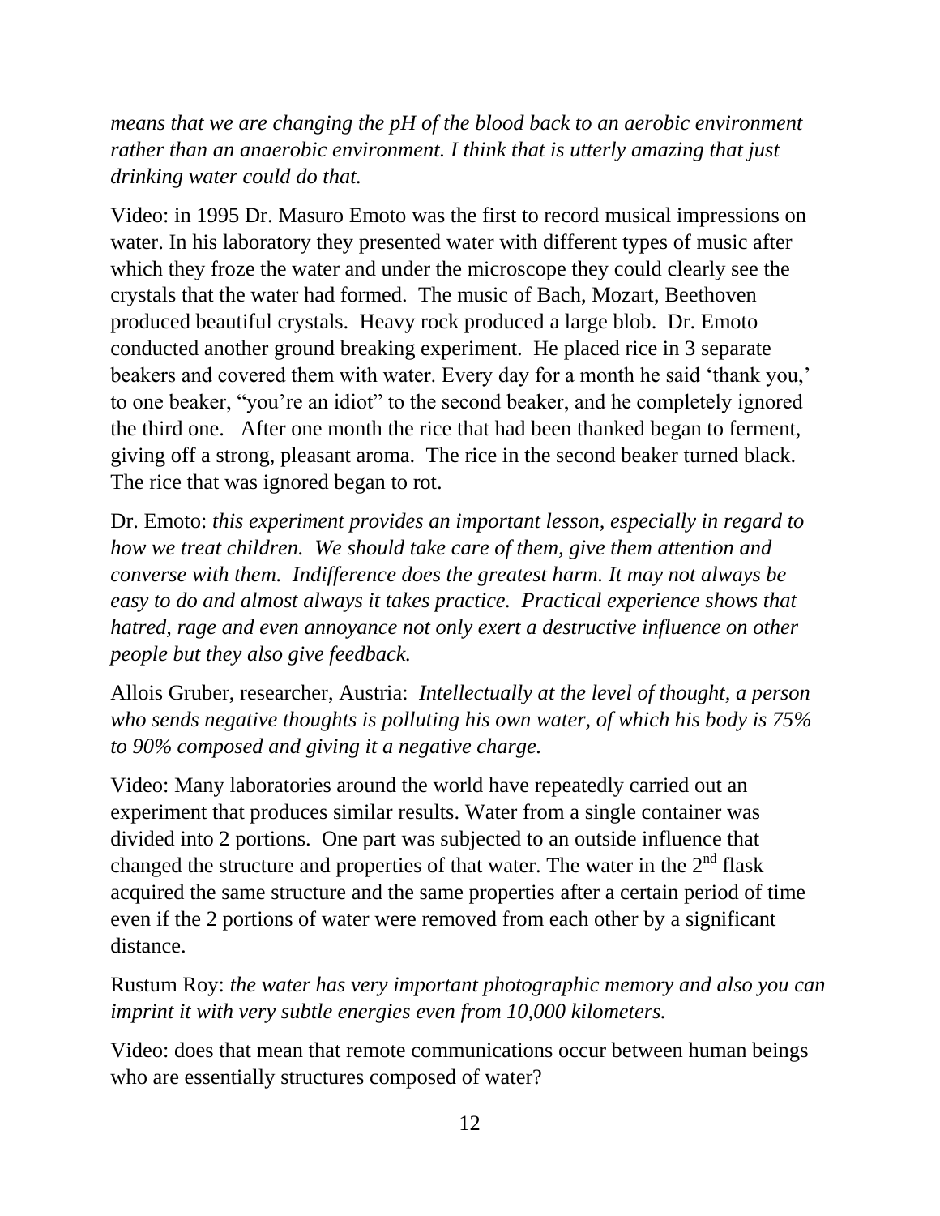*means that we are changing the pH of the blood back to an aerobic environment rather than an anaerobic environment. I think that is utterly amazing that just drinking water could do that.*

Video: in 1995 Dr. Masuro Emoto was the first to record musical impressions on water. In his laboratory they presented water with different types of music after which they froze the water and under the microscope they could clearly see the crystals that the water had formed. The music of Bach, Mozart, Beethoven produced beautiful crystals. Heavy rock produced a large blob. Dr. Emoto conducted another ground breaking experiment. He placed rice in 3 separate beakers and covered them with water. Every day for a month he said 'thank you,' to one beaker, "you're an idiot" to the second beaker, and he completely ignored the third one. After one month the rice that had been thanked began to ferment, giving off a strong, pleasant aroma. The rice in the second beaker turned black. The rice that was ignored began to rot.

Dr. Emoto: *this experiment provides an important lesson, especially in regard to how we treat children. We should take care of them, give them attention and converse with them. Indifference does the greatest harm. It may not always be easy to do and almost always it takes practice. Practical experience shows that hatred, rage and even annoyance not only exert a destructive influence on other people but they also give feedback.*

Allois Gruber, researcher, Austria: *Intellectually at the level of thought, a person who sends negative thoughts is polluting his own water, of which his body is 75% to 90% composed and giving it a negative charge.*

Video: Many laboratories around the world have repeatedly carried out an experiment that produces similar results. Water from a single container was divided into 2 portions. One part was subjected to an outside influence that changed the structure and properties of that water. The water in the 2nd flask acquired the same structure and the same properties after a certain period of time even if the 2 portions of water were removed from each other by a significant distance.

Rustum Roy: *the water has very important photographic memory and also you can imprint it with very subtle energies even from 10,000 kilometers.*

Video: does that mean that remote communications occur between human beings who are essentially structures composed of water?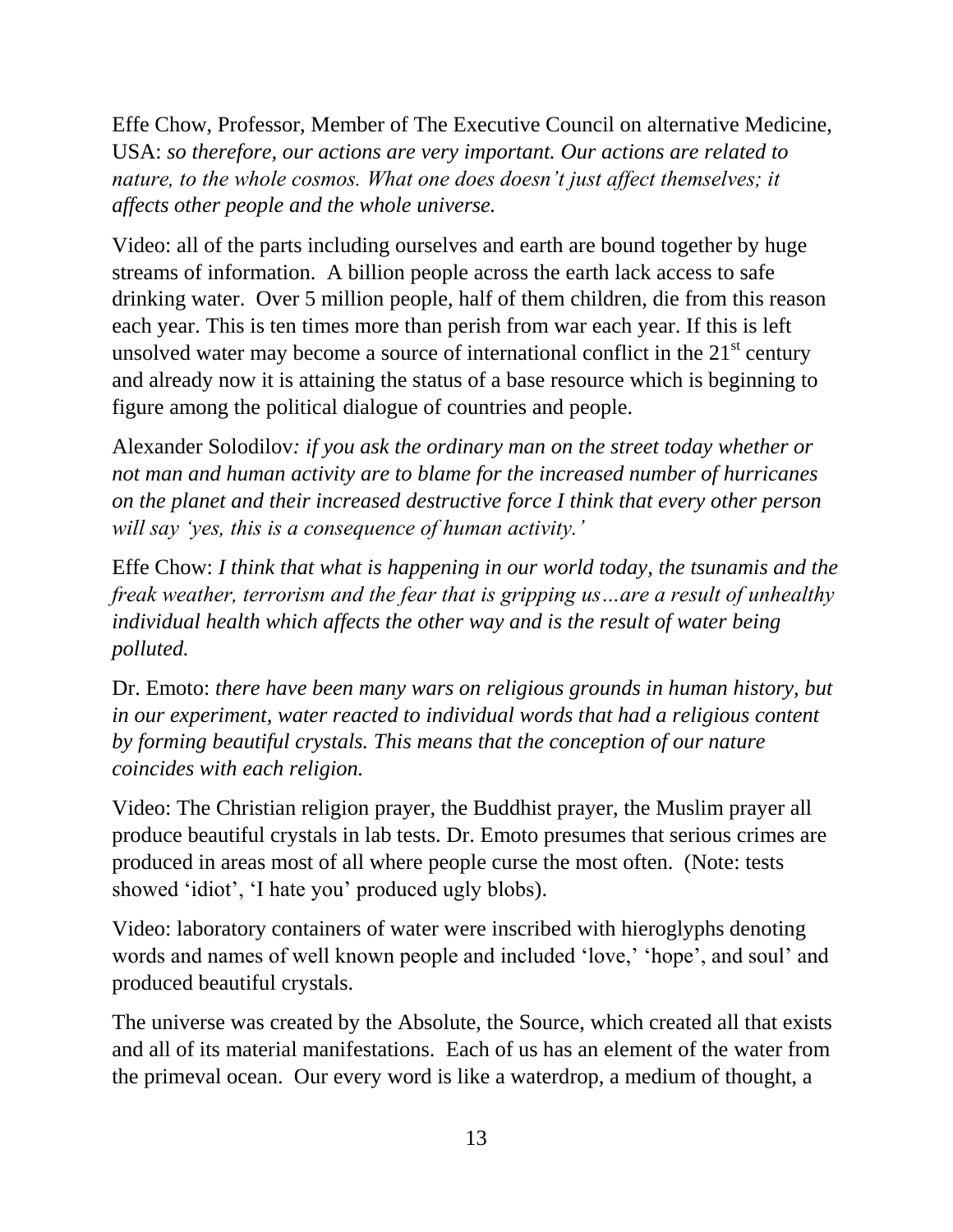Effe Chow, Professor, Member of The Executive Council on alternative Medicine, USA: *so therefore, our actions are very important. Our actions are related to nature, to the whole cosmos. What one does doesn't just affect themselves; it affects other people and the whole universe.*

Video: all of the parts including ourselves and earth are bound together by huge streams of information. A billion people across the earth lack access to safe drinking water. Over 5 million people, half of them children, die from this reason each year. This is ten times more than perish from war each year. If this is left unsolved water may become a source of international conflict in the 21st century and already now it is attaining the status of a base resource which is beginning to figure among the political dialogue of countries and people.

Alexander Solodilov*: if you ask the ordinary man on the street today whether or not man and human activity are to blame for the increased number of hurricanes on the planet and their increased destructive force I think that every other person will say 'yes, this is a consequence of human activity.'*

Effe Chow: *I think that what is happening in our world today, the tsunamis and the freak weather, terrorism and the fear that is gripping us…are a result of unhealthy individual health which affects the other way and is the result of water being polluted.*

Dr. Emoto: *there have been many wars on religious grounds in human history, but in our experiment, water reacted to individual words that had a religious content by forming beautiful crystals. This means that the conception of our nature coincides with each religion.*

Video: The Christian religion prayer, the Buddhist prayer, the Muslim prayer all produce beautiful crystals in lab tests. Dr. Emoto presumes that serious crimes are produced in areas most of all where people curse the most often. (Note: tests showed 'idiot', 'I hate you' produced ugly blobs).

Video: laboratory containers of water were inscribed with hieroglyphs denoting words and names of well known people and included 'love,' 'hope', and soul' and produced beautiful crystals.

The universe was created by the Absolute, the Source, which created all that exists and all of its material manifestations. Each of us has an element of the water from the primeval ocean. Our every word is like a waterdrop, a medium of thought, a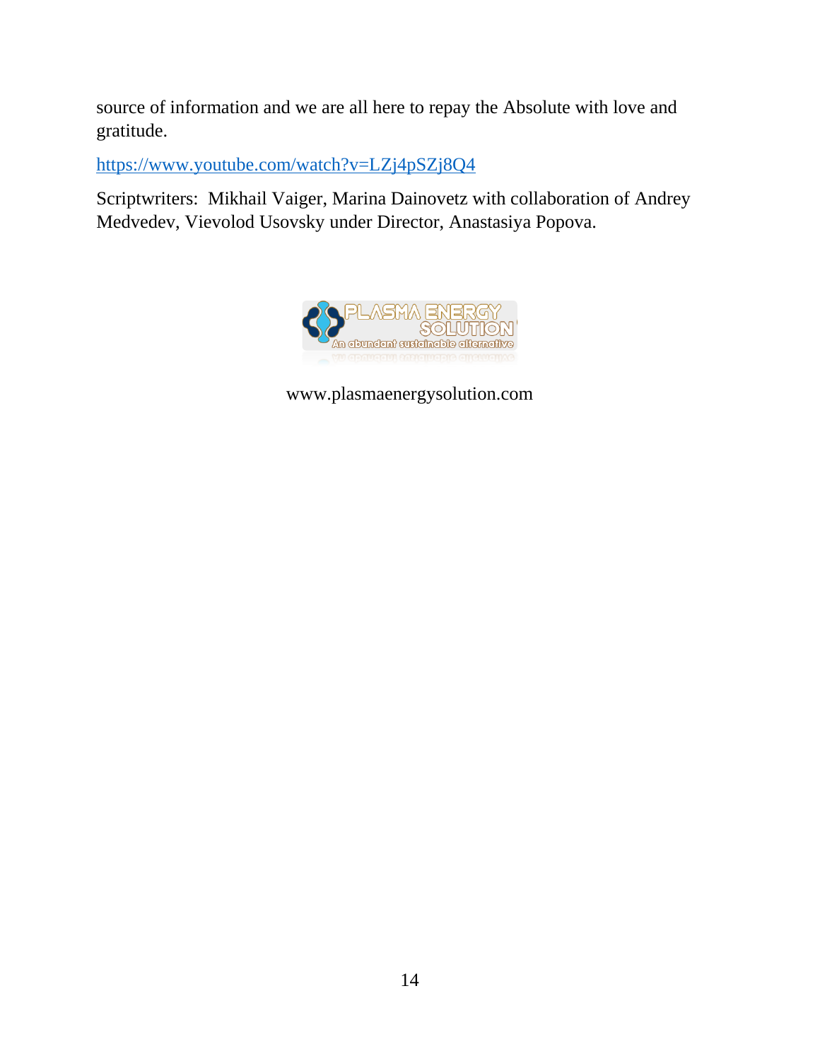source of information and we are all here to repay the Absolute with love and gratitude.

https://www.youtube.com/watch?v=LZj4pSZj8Q4

Scriptwriters: Mikhail Vaiger, Marina Dainovetz with collaboration of Andrey Medvedev, Vievolod Usovsky under Director, Anastasiya Popova.

PLASMA ENERGY SOLUTION

An abundant sustainable alternative

www.plasmaenergysolution.com